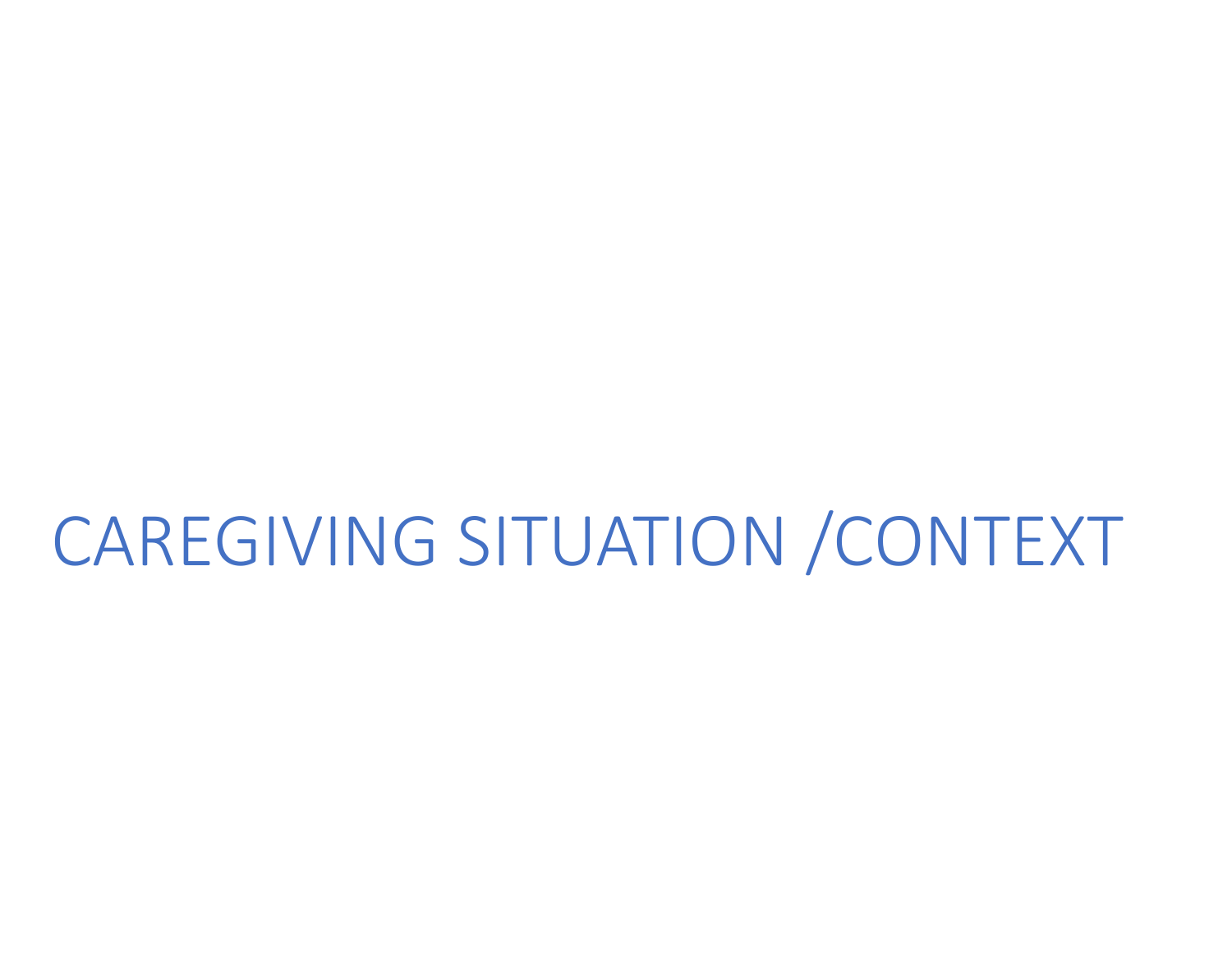# CAREGIVING SITUATION /CONTEXT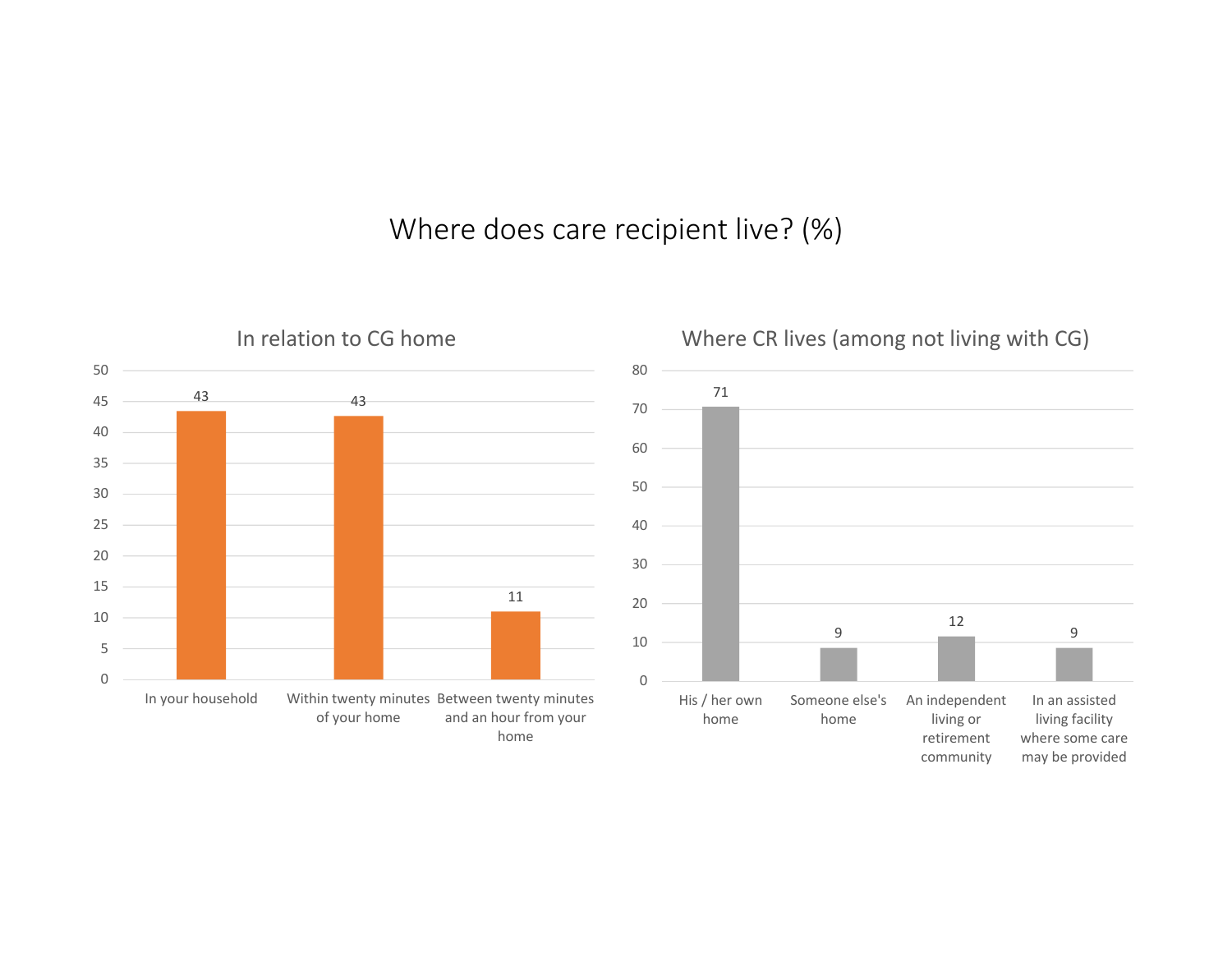# Where does care recipient live? (%)

## In relation to CG home

| Location | % |
|---|---|
| In your household | 43 |
| Within twenty minutes of your home | 43 |
| Between twenty minutes and an hour from your home | 11 |

## Where CR lives (among not living with CG)

| Location | % |
|---|---|
| His / her own home | 71 |
| Someone else's home | 9 |
| An independent living or retirement community | 12 |
| In an assisted living facility where some care may be provided | 9 |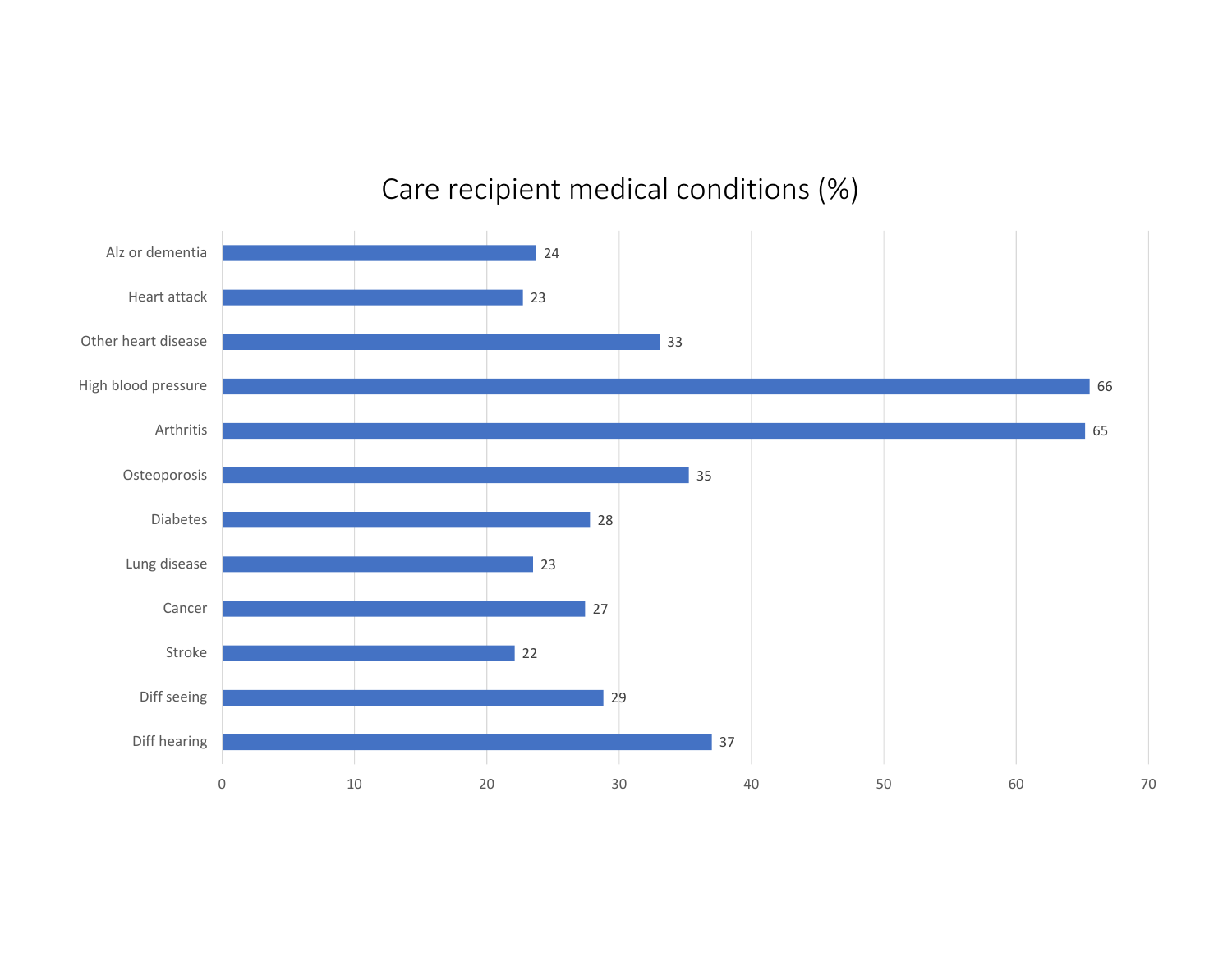# Care recipient medical conditions (%)

| Condition | % |
| --- | --- |
| Alz or dementia | 24 |
| Heart attack | 23 |
| Other heart disease | 33 |
| High blood pressure | 66 |
| Arthritis | 65 |
| Osteoporosis | 35 |
| Diabetes | 28 |
| Lung disease | 23 |
| Cancer | 27 |
| Stroke | 22 |
| Diff seeing | 29 |
| Diff hearing | 37 |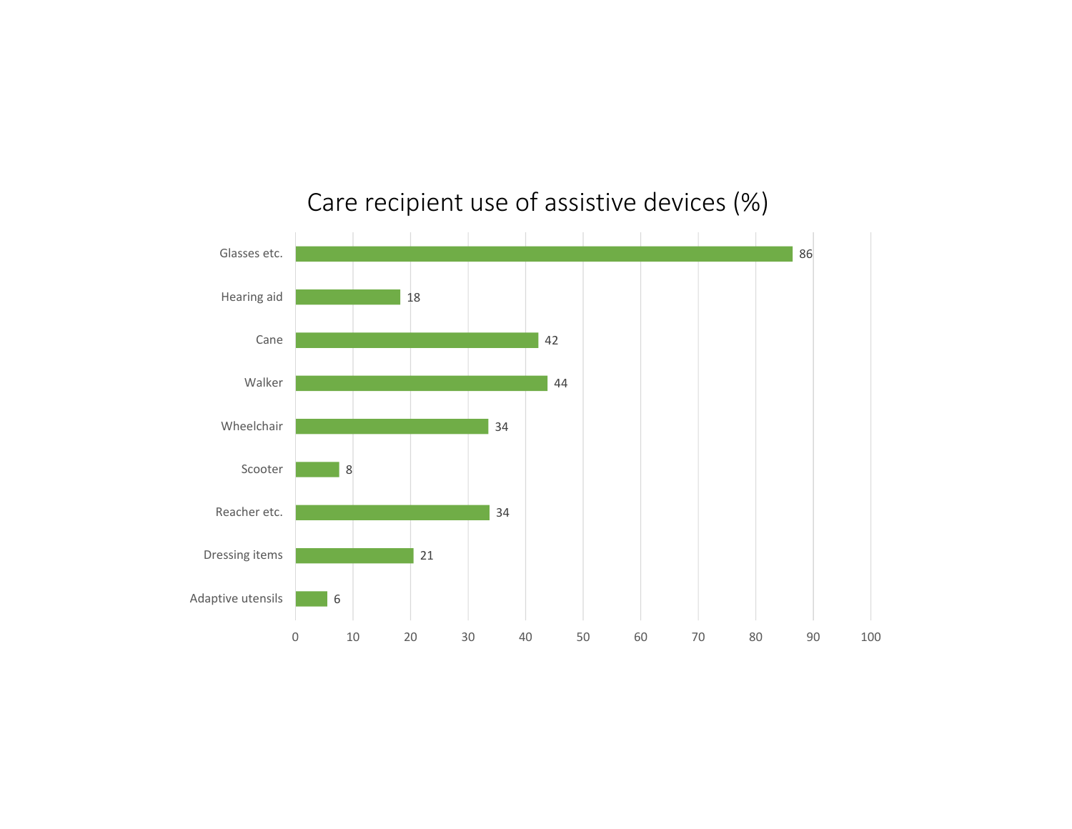# Care recipient use of assistive devices (%)

| Device | % |
| --- | --- |
| Glasses etc. | 86 |
| Hearing aid | 18 |
| Cane | 42 |
| Walker | 44 |
| Wheelchair | 34 |
| Scooter | 8 |
| Reacher etc. | 34 |
| Dressing items | 21 |
| Adaptive utensils | 6 |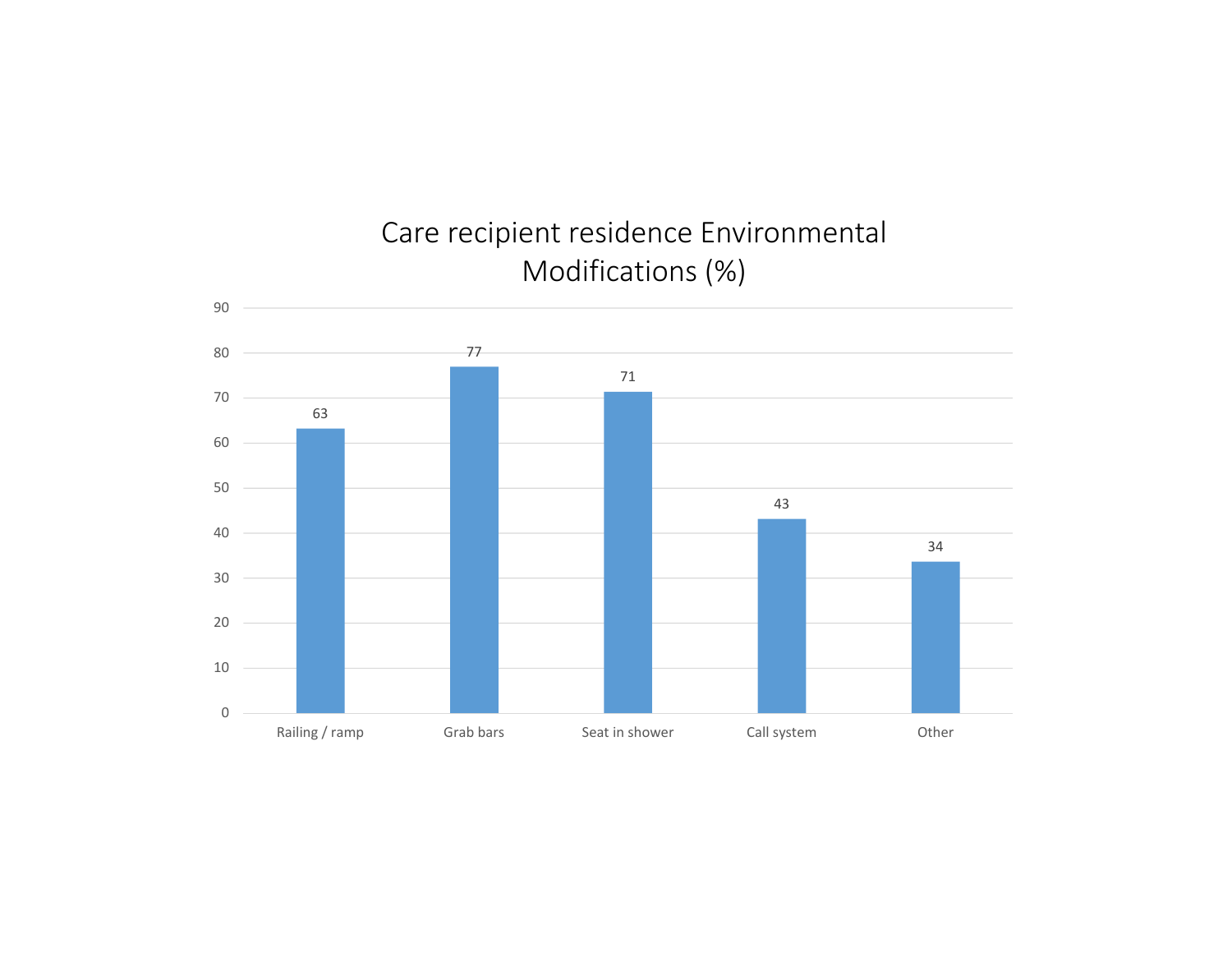Care recipient residence Environmental Modifications (%)

90
80
70
60
50
40
30
20
10
0

63
77
71
43
34

Railing / ramp
Grab bars
Seat in shower
Call system
Other